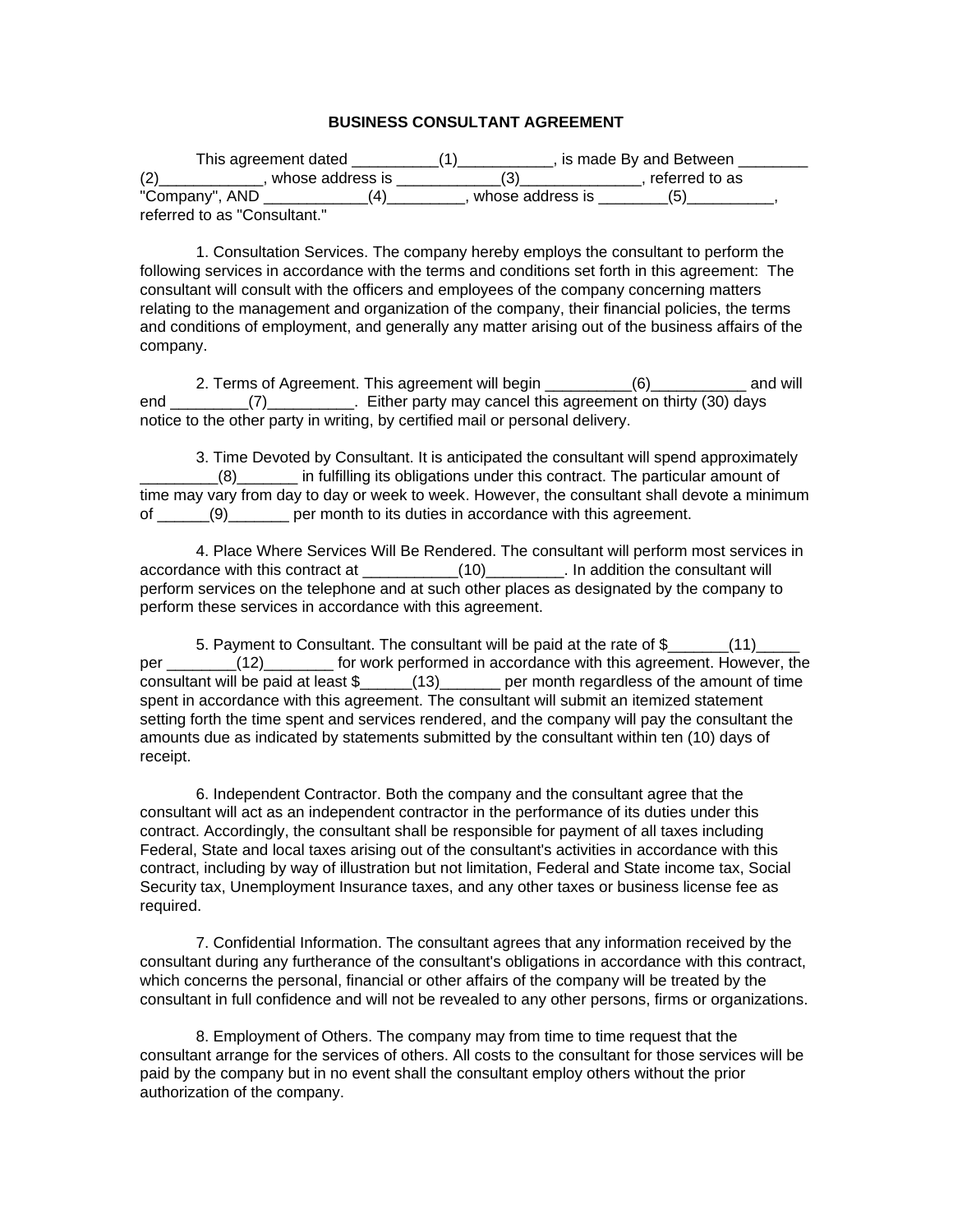# BUSINESS CONSULTANT AGREEMENT

This agreement dated __________(1)___________, is made By and Between ________(2)____________, whose address is ____________(3)______________, referred to as "Company", AND ____________(4)_________, whose address is ________(5)__________, referred to as "Consultant."

1. Consultation Services. The company hereby employs the consultant to perform the following services in accordance with the terms and conditions set forth in this agreement: The consultant will consult with the officers and employees of the company concerning matters relating to the management and organization of the company, their financial policies, the terms and conditions of employment, and generally any matter arising out of the business affairs of the company.

2. Terms of Agreement. This agreement will begin __________(6)___________ and will end _________(7)__________. Either party may cancel this agreement on thirty (30) days notice to the other party in writing, by certified mail or personal delivery.

3. Time Devoted by Consultant. It is anticipated the consultant will spend approximately _________(8)_______ in fulfilling its obligations under this contract. The particular amount of time may vary from day to day or week to week. However, the consultant shall devote a minimum of ______(9)_______ per month to its duties in accordance with this agreement.

4. Place Where Services Will Be Rendered. The consultant will perform most services in accordance with this contract at ___________(10)_________. In addition the consultant will perform services on the telephone and at such other places as designated by the company to perform these services in accordance with this agreement.

5. Payment to Consultant. The consultant will be paid at the rate of $_______(11)_____ per ________(12)________ for work performed in accordance with this agreement. However, the consultant will be paid at least $______(13)_______ per month regardless of the amount of time spent in accordance with this agreement. The consultant will submit an itemized statement setting forth the time spent and services rendered, and the company will pay the consultant the amounts due as indicated by statements submitted by the consultant within ten (10) days of receipt.

6. Independent Contractor. Both the company and the consultant agree that the consultant will act as an independent contractor in the performance of its duties under this contract. Accordingly, the consultant shall be responsible for payment of all taxes including Federal, State and local taxes arising out of the consultant's activities in accordance with this contract, including by way of illustration but not limitation, Federal and State income tax, Social Security tax, Unemployment Insurance taxes, and any other taxes or business license fee as required.

7. Confidential Information. The consultant agrees that any information received by the consultant during any furtherance of the consultant's obligations in accordance with this contract, which concerns the personal, financial or other affairs of the company will be treated by the consultant in full confidence and will not be revealed to any other persons, firms or organizations.

8. Employment of Others. The company may from time to time request that the consultant arrange for the services of others. All costs to the consultant for those services will be paid by the company but in no event shall the consultant employ others without the prior authorization of the company.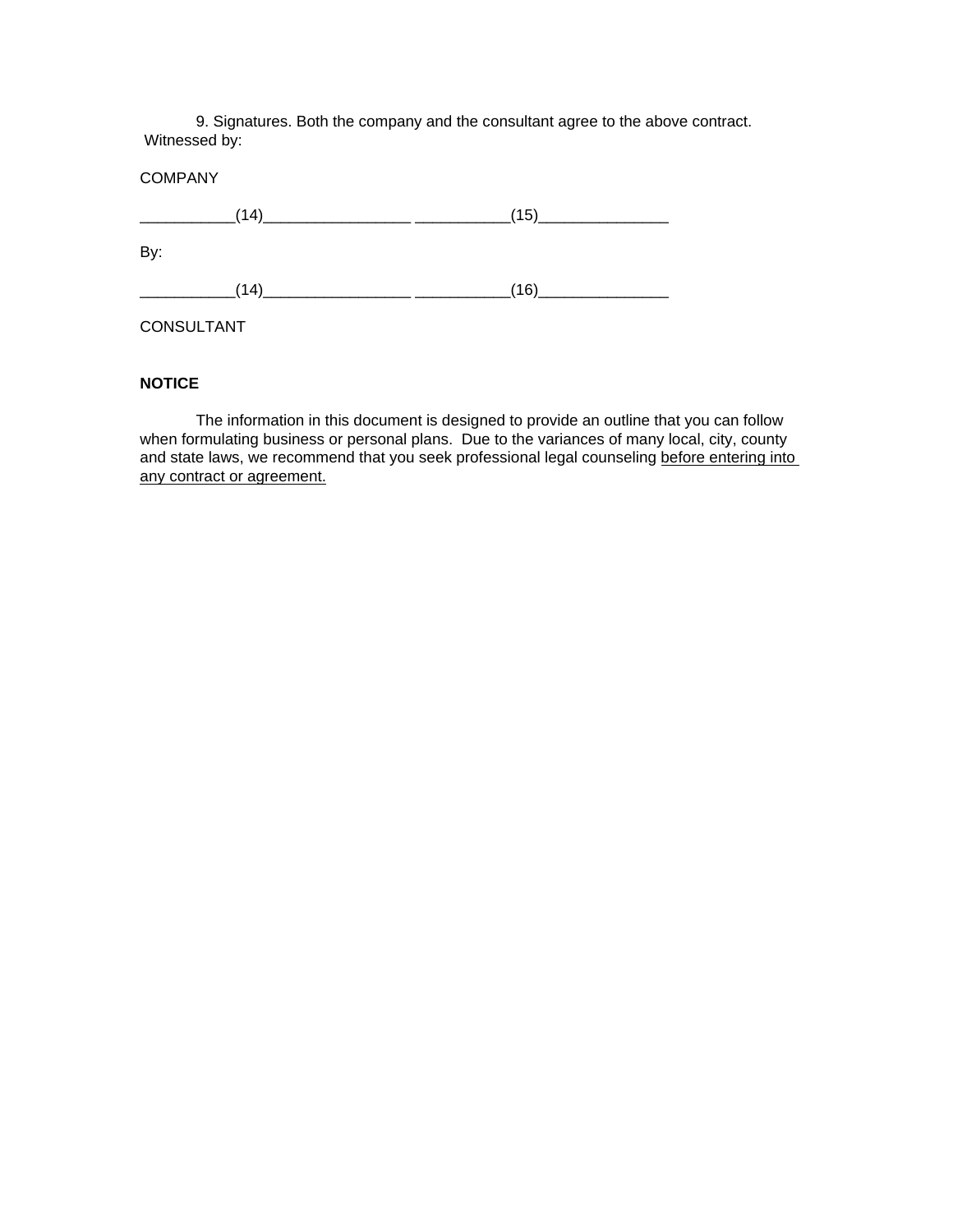9. Signatures. Both the company and the consultant agree to the above contract.
Witnessed by:

COMPANY

___________(14)_________________ ___________(15)_______________

By:

___________(14)_________________ ___________(16)_______________

CONSULTANT

**NOTICE**

The information in this document is designed to provide an outline that you can follow when formulating business or personal plans. Due to the variances of many local, city, county and state laws, we recommend that you seek professional legal counseling before entering into any contract or agreement.